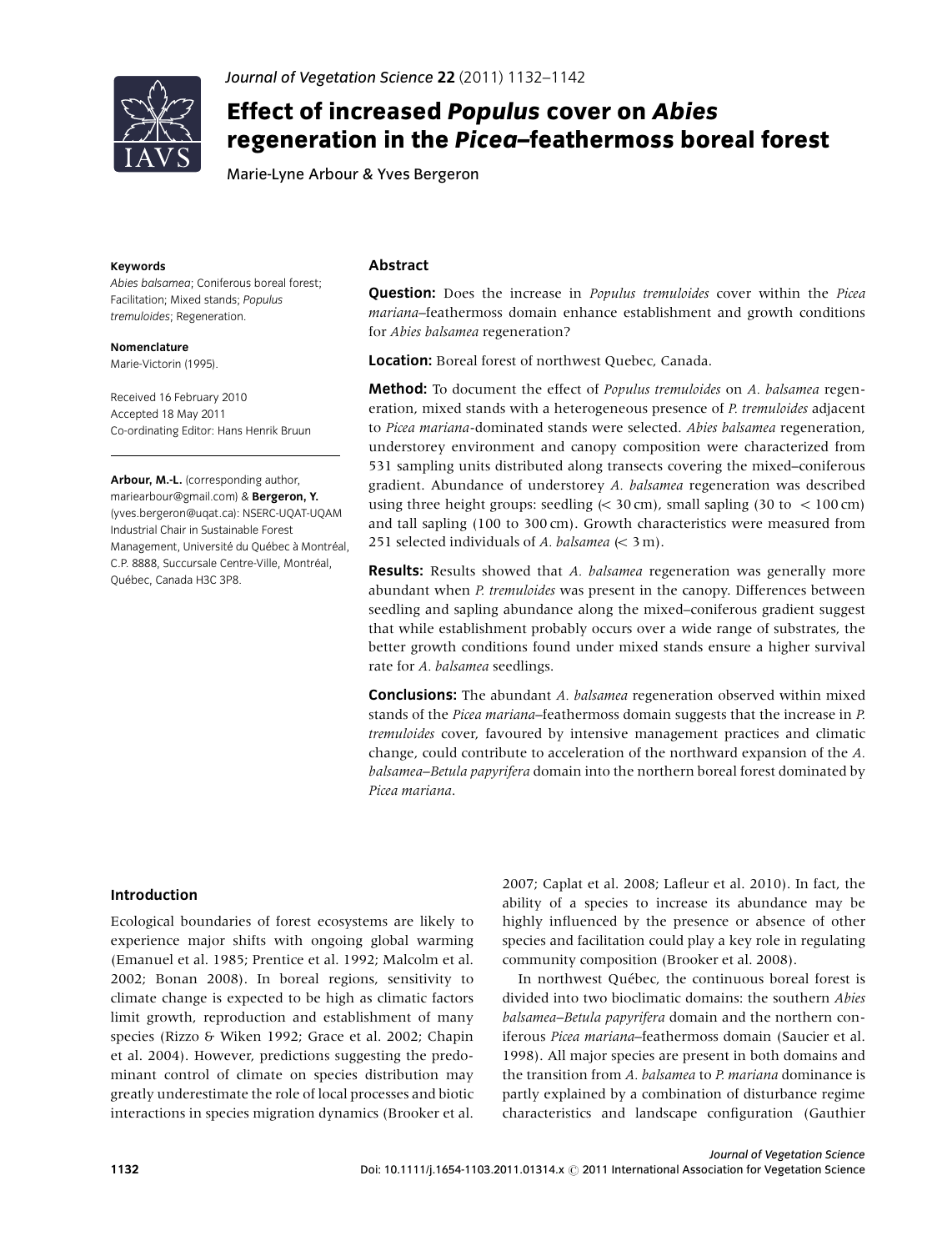# Effect of increased *Populus* cover on *Abies* regeneration in the *Picea*–feathermoss boreal forest

Marie-Lyne Arbour & Yves Bergeron

**Keywords**

*Abies balsamea*; Coniferous boreal forest; Facilitation; Mixed stands; *Populus tremuloides*; Regeneration.

**Nomenclature**

Marie-Victorin (1995).

Received 16 February 2010
Accepted 18 May 2011
Co-ordinating Editor: Hans Henrik Bruun

**Arbour, M.-L.** (corresponding author, mariearbour@gmail.com) & **Bergeron, Y.** (yves.bergeron@uqat.ca): NSERC-UQAT-UQAM Industrial Chair in Sustainable Forest Management, Université du Québec à Montréal, C.P. 8888, Succursale Centre-Ville, Montréal, Québec, Canada H3C 3P8.

## Abstract

**Question:** Does the increase in *Populus tremuloides* cover within the *Picea mariana*–feathermoss domain enhance establishment and growth conditions for *Abies balsamea* regeneration?

**Location:** Boreal forest of northwest Quebec, Canada.

**Method:** To document the effect of *Populus tremuloides* on *A. balsamea* regeneration, mixed stands with a heterogeneous presence of *P. tremuloides* adjacent to *Picea mariana*-dominated stands were selected. *Abies balsamea* regeneration, understorey environment and canopy composition were characterized from 531 sampling units distributed along transects covering the mixed–coniferous gradient. Abundance of understorey *A. balsamea* regeneration was described using three height groups: seedling (< 30 cm), small sapling (30 to < 100 cm) and tall sapling (100 to 300 cm). Growth characteristics were measured from 251 selected individuals of *A. balsamea* (< 3 m).

**Results:** Results showed that *A. balsamea* regeneration was generally more abundant when *P. tremuloides* was present in the canopy. Differences between seedling and sapling abundance along the mixed–coniferous gradient suggest that while establishment probably occurs over a wide range of substrates, the better growth conditions found under mixed stands ensure a higher survival rate for *A. balsamea* seedlings.

**Conclusions:** The abundant *A. balsamea* regeneration observed within mixed stands of the *Picea mariana*–feathermoss domain suggests that the increase in *P. tremuloides* cover, favoured by intensive management practices and climatic change, could contribute to acceleration of the northward expansion of the *A. balsamea*–*Betula papyrifera* domain into the northern boreal forest dominated by *Picea mariana*.

## Introduction

Ecological boundaries of forest ecosystems are likely to experience major shifts with ongoing global warming (Emanuel et al. 1985; Prentice et al. 1992; Malcolm et al. 2002; Bonan 2008). In boreal regions, sensitivity to climate change is expected to be high as climatic factors limit growth, reproduction and establishment of many species (Rizzo & Wiken 1992; Grace et al. 2002; Chapin et al. 2004). However, predictions suggesting the predominant control of climate on species distribution may greatly underestimate the role of local processes and biotic interactions in species migration dynamics (Brooker et al. 2007; Caplat et al. 2008; Lafleur et al. 2010). In fact, the ability of a species to increase its abundance may be highly influenced by the presence or absence of other species and facilitation could play a key role in regulating community composition (Brooker et al. 2008).

In northwest Québec, the continuous boreal forest is divided into two bioclimatic domains: the southern *Abies balsamea*–*Betula papyrifera* domain and the northern coniferous *Picea mariana*–feathermoss domain (Saucier et al. 1998). All major species are present in both domains and the transition from *A. balsamea* to *P. mariana* dominance is partly explained by a combination of disturbance regime characteristics and landscape configuration (Gauthier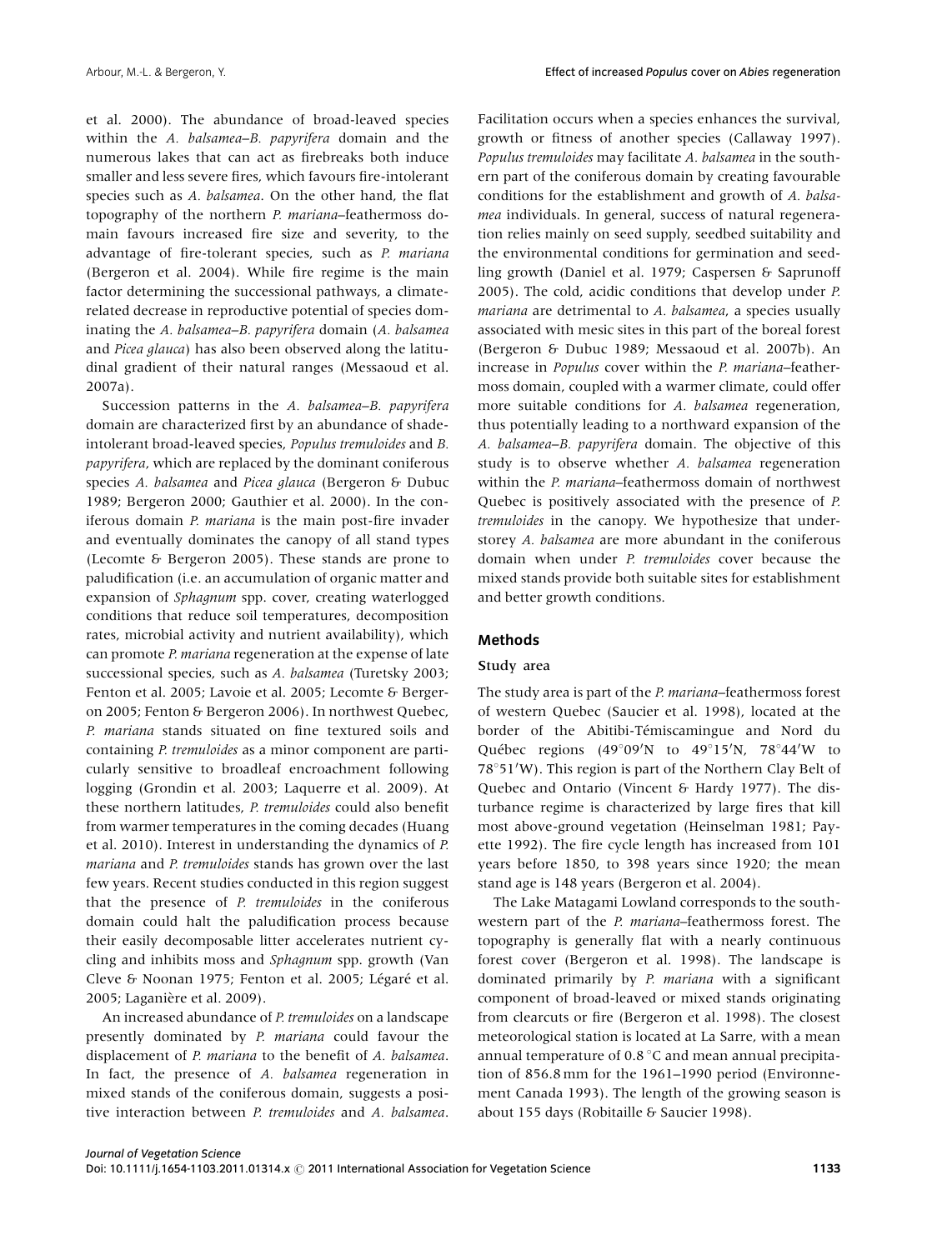et al. 2000). The abundance of broad-leaved species within the *A. balsamea–B. papyrifera* domain and the numerous lakes that can act as firebreaks both induce smaller and less severe fires, which favours fire-intolerant species such as *A. balsamea*. On the other hand, the flat topography of the northern *P. mariana*–feathermoss domain favours increased fire size and severity, to the advantage of fire-tolerant species, such as *P. mariana* (Bergeron et al. 2004). While fire regime is the main factor determining the successional pathways, a climate-related decrease in reproductive potential of species dominating the *A. balsamea–B. papyrifera* domain (*A. balsamea* and *Picea glauca*) has also been observed along the latitudinal gradient of their natural ranges (Messaoud et al. 2007a).

Succession patterns in the *A. balsamea–B. papyrifera* domain are characterized first by an abundance of shade-intolerant broad-leaved species, *Populus tremuloides* and *B. papyrifera*, which are replaced by the dominant coniferous species *A. balsamea* and *Picea glauca* (Bergeron & Dubuc 1989; Bergeron 2000; Gauthier et al. 2000). In the coniferous domain *P. mariana* is the main post-fire invader and eventually dominates the canopy of all stand types (Lecomte & Bergeron 2005). These stands are prone to paludification (i.e. an accumulation of organic matter and expansion of *Sphagnum* spp. cover, creating waterlogged conditions that reduce soil temperatures, decomposition rates, microbial activity and nutrient availability), which can promote *P. mariana* regeneration at the expense of late successional species, such as *A. balsamea* (Turetsky 2003; Fenton et al. 2005; Lavoie et al. 2005; Lecomte & Bergeron 2005; Fenton & Bergeron 2006). In northwest Quebec, *P. mariana* stands situated on fine textured soils and containing *P. tremuloides* as a minor component are particularly sensitive to broadleaf encroachment following logging (Grondin et al. 2003; Laquerre et al. 2009). At these northern latitudes, *P. tremuloides* could also benefit from warmer temperatures in the coming decades (Huang et al. 2010). Interest in understanding the dynamics of *P. mariana* and *P. tremuloides* stands has grown over the last few years. Recent studies conducted in this region suggest that the presence of *P. tremuloides* in the coniferous domain could halt the paludification process because their easily decomposable litter accelerates nutrient cycling and inhibits moss and *Sphagnum* spp. growth (Van Cleve & Noonan 1975; Fenton et al. 2005; Légaré et al. 2005; Laganière et al. 2009).

An increased abundance of *P. tremuloides* on a landscape presently dominated by *P. mariana* could favour the displacement of *P. mariana* to the benefit of *A. balsamea*. In fact, the presence of *A. balsamea* regeneration in mixed stands of the coniferous domain, suggests a positive interaction between *P. tremuloides* and *A. balsamea*. Facilitation occurs when a species enhances the survival, growth or fitness of another species (Callaway 1997). *Populus tremuloides* may facilitate *A. balsamea* in the southern part of the coniferous domain by creating favourable conditions for the establishment and growth of *A. balsamea* individuals. In general, success of natural regeneration relies mainly on seed supply, seedbed suitability and the environmental conditions for germination and seedling growth (Daniel et al. 1979; Caspersen & Saprunoff 2005). The cold, acidic conditions that develop under *P. mariana* are detrimental to *A. balsamea*, a species usually associated with mesic sites in this part of the boreal forest (Bergeron & Dubuc 1989; Messaoud et al. 2007b). An increase in *Populus* cover within the *P. mariana*–feathermoss domain, coupled with a warmer climate, could offer more suitable conditions for *A. balsamea* regeneration, thus potentially leading to a northward expansion of the *A. balsamea–B. papyrifera* domain. The objective of this study is to observe whether *A. balsamea* regeneration within the *P. mariana*–feathermoss domain of northwest Quebec is positively associated with the presence of *P. tremuloides* in the canopy. We hypothesize that understorey *A. balsamea* are more abundant in the coniferous domain when under *P. tremuloides* cover because the mixed stands provide both suitable sites for establishment and better growth conditions.

## Methods

### Study area

The study area is part of the *P. mariana*–feathermoss forest of western Quebec (Saucier et al. 1998), located at the border of the Abitibi-Témiscamingue and Nord du Québec regions (49°09′N to 49°15′N, 78°44′W to 78°51′W). This region is part of the Northern Clay Belt of Quebec and Ontario (Vincent & Hardy 1977). The disturbance regime is characterized by large fires that kill most above-ground vegetation (Heinselman 1981; Payette 1992). The fire cycle length has increased from 101 years before 1850, to 398 years since 1920; the mean stand age is 148 years (Bergeron et al. 2004).

The Lake Matagami Lowland corresponds to the southwestern part of the *P. mariana*–feathermoss forest. The topography is generally flat with a nearly continuous forest cover (Bergeron et al. 1998). The landscape is dominated primarily by *P. mariana* with a significant component of broad-leaved or mixed stands originating from clearcuts or fire (Bergeron et al. 1998). The closest meteorological station is located at La Sarre, with a mean annual temperature of 0.8 °C and mean annual precipitation of 856.8 mm for the 1961–1990 period (Environnement Canada 1993). The length of the growing season is about 155 days (Robitaille & Saucier 1998).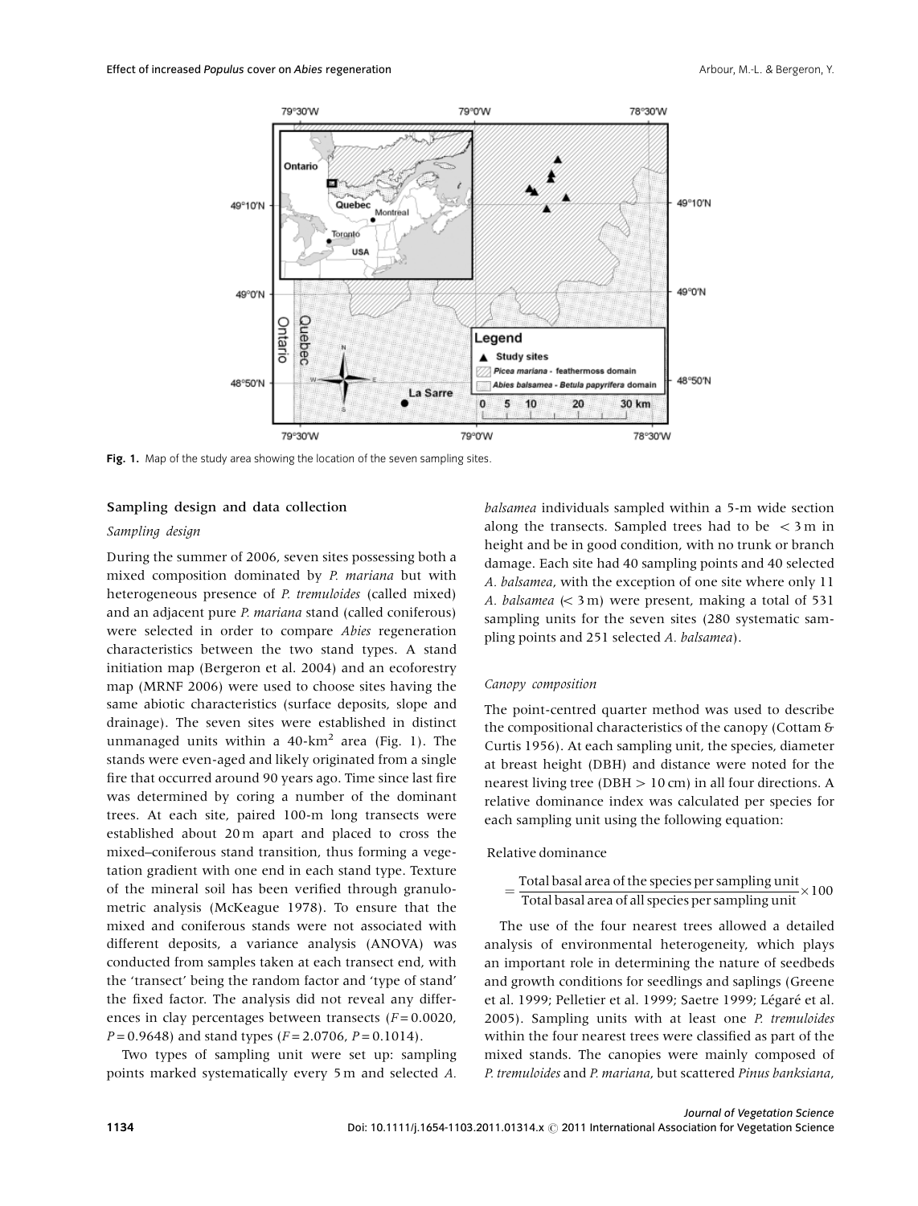Fig. 1. Map of the study area showing the location of the seven sampling sites.

### Sampling design and data collection

#### *Sampling design*

During the summer of 2006, seven sites possessing both a mixed composition dominated by *P. mariana* but with heterogeneous presence of *P. tremuloides* (called mixed) and an adjacent pure *P. mariana* stand (called coniferous) were selected in order to compare *Abies* regeneration characteristics between the two stand types. A stand initiation map (Bergeron et al. 2004) and an ecoforestry map (MRNF 2006) were used to choose sites having the same abiotic characteristics (surface deposits, slope and drainage). The seven sites were established in distinct unmanaged units within a 40-km$^2$ area (Fig. 1). The stands were even-aged and likely originated from a single fire that occurred around 90 years ago. Time since last fire was determined by coring a number of the dominant trees. At each site, paired 100-m long transects were established about 20 m apart and placed to cross the mixed–coniferous stand transition, thus forming a vegetation gradient with one end in each stand type. Texture of the mineral soil has been verified through granulometric analysis (McKeague 1978). To ensure that the mixed and coniferous stands were not associated with different deposits, a variance analysis (ANOVA) was conducted from samples taken at each transect end, with the 'transect' being the random factor and 'type of stand' the fixed factor. The analysis did not reveal any differences in clay percentages between transects ($F = 0.0020$, $P = 0.9648$) and stand types ($F = 2.0706$, $P = 0.1014$).

Two types of sampling unit were set up: sampling points marked systematically every 5 m and selected *A. balsamea* individuals sampled within a 5-m wide section along the transects. Sampled trees had to be $< 3$ m in height and be in good condition, with no trunk or branch damage. Each site had 40 sampling points and 40 selected *A. balsamea*, with the exception of one site where only 11 *A. balsamea* ($< 3$ m) were present, making a total of 531 sampling units for the seven sites (280 systematic sampling points and 251 selected *A. balsamea*).

#### *Canopy composition*

The point-centred quarter method was used to describe the compositional characteristics of the canopy (Cottam & Curtis 1956). At each sampling unit, the species, diameter at breast height (DBH) and distance were noted for the nearest living tree (DBH $> 10$ cm) in all four directions. A relative dominance index was calculated per species for each sampling unit using the following equation:

$$\text{Relative dominance} = \frac{\text{Total basal area of the species per sampling unit}}{\text{Total basal area of all species per sampling unit}} \times 100$$

The use of the four nearest trees allowed a detailed analysis of environmental heterogeneity, which plays an important role in determining the nature of seedbeds and growth conditions for seedlings and saplings (Greene et al. 1999; Pelletier et al. 1999; Saetre 1999; Légaré et al. 2005). Sampling units with at least one *P. tremuloides* within the four nearest trees were classified as part of the mixed stands. The canopies were mainly composed of *P. tremuloides* and *P. mariana*, but scattered *Pinus banksiana*,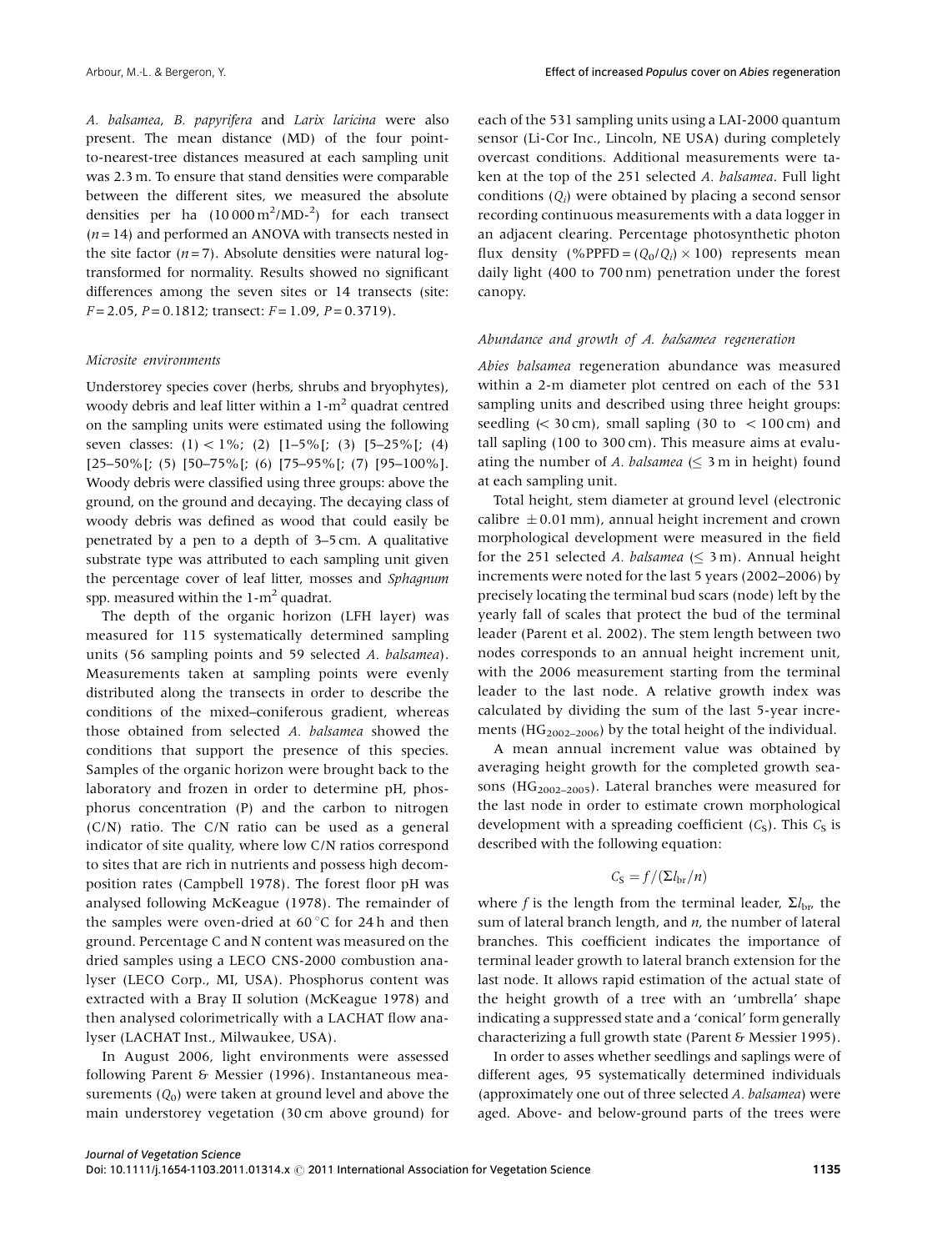*A. balsamea*, *B. papyrifera* and *Larix laricina* were also present. The mean distance (MD) of the four point-to-nearest-tree distances measured at each sampling unit was 2.3 m. To ensure that stand densities were comparable between the different sites, we measured the absolute densities per ha ($10\,000\,m^2$/MD-$^2$) for each transect ($n = 14$) and performed an ANOVA with transects nested in the site factor ($n = 7$). Absolute densities were natural log-transformed for normality. Results showed no significant differences among the seven sites or 14 transects (site: $F = 2.05$, $P = 0.1812$; transect: $F = 1.09$, $P = 0.3719$).

### *Microsite environments*

Understorey species cover (herbs, shrubs and bryophytes), woody debris and leaf litter within a 1-m$^2$ quadrat centred on the sampling units were estimated using the following seven classes: (1) < 1%; (2) [1–5%[; (3) [5–25%[; (4) [25–50%[; (5) [50–75%[; (6) [75–95%[; (7) [95–100%]. Woody debris were classified using three groups: above the ground, on the ground and decaying. The decaying class of woody debris was defined as wood that could easily be penetrated by a pen to a depth of 3–5 cm. A qualitative substrate type was attributed to each sampling unit given the percentage cover of leaf litter, mosses and *Sphagnum* spp. measured within the 1-m$^2$ quadrat.

The depth of the organic horizon (LFH layer) was measured for 115 systematically determined sampling units (56 sampling points and 59 selected *A. balsamea*). Measurements taken at sampling points were evenly distributed along the transects in order to describe the conditions of the mixed–coniferous gradient, whereas those obtained from selected *A. balsamea* showed the conditions that support the presence of this species. Samples of the organic horizon were brought back to the laboratory and frozen in order to determine pH, phosphorus concentration (P) and the carbon to nitrogen (C/N) ratio. The C/N ratio can be used as a general indicator of site quality, where low C/N ratios correspond to sites that are rich in nutrients and possess high decomposition rates (Campbell 1978). The forest floor pH was analysed following McKeague (1978). The remainder of the samples were oven-dried at 60 °C for 24 h and then ground. Percentage C and N content was measured on the dried samples using a LECO CNS-2000 combustion analyser (LECO Corp., MI, USA). Phosphorus content was extracted with a Bray II solution (McKeague 1978) and then analysed colorimetrically with a LACHAT flow analyser (LACHAT Inst., Milwaukee, USA).

In August 2006, light environments were assessed following Parent & Messier (1996). Instantaneous measurements ($Q_0$) were taken at ground level and above the main understorey vegetation (30 cm above ground) for each of the 531 sampling units using a LAI-2000 quantum sensor (Li-Cor Inc., Lincoln, NE USA) during completely overcast conditions. Additional measurements were taken at the top of the 251 selected *A. balsamea*. Full light conditions ($Q_i$) were obtained by placing a second sensor recording continuous measurements with a data logger in an adjacent clearing. Percentage photosynthetic photon flux density ($\%PPFD = (Q_0/Q_i) \times 100$) represents mean daily light (400 to 700 nm) penetration under the forest canopy.

### *Abundance and growth of A. balsamea regeneration*

*Abies balsamea* regeneration abundance was measured within a 2-m diameter plot centred on each of the 531 sampling units and described using three height groups: seedling (< 30 cm), small sapling (30 to < 100 cm) and tall sapling (100 to 300 cm). This measure aims at evaluating the number of *A. balsamea* ($\leq$ 3 m in height) found at each sampling unit.

Total height, stem diameter at ground level (electronic calibre $\pm 0.01$ mm), annual height increment and crown morphological development were measured in the field for the 251 selected *A. balsamea* ($\leq$ 3 m). Annual height increments were noted for the last 5 years (2002–2006) by precisely locating the terminal bud scars (node) left by the yearly fall of scales that protect the bud of the terminal leader (Parent et al. 2002). The stem length between two nodes corresponds to an annual height increment unit, with the 2006 measurement starting from the terminal leader to the last node. A relative growth index was calculated by dividing the sum of the last 5-year increments ($HG_{2002–2006}$) by the total height of the individual.

A mean annual increment value was obtained by averaging height growth for the completed growth seasons ($HG_{2002–2005}$). Lateral branches were measured for the last node in order to estimate crown morphological development with a spreading coefficient ($C_S$). This $C_S$ is described with the following equation:

$$C_S = f/(\Sigma l_{br}/n)$$

where $f$ is the length from the terminal leader, $\Sigma l_{br}$, the sum of lateral branch length, and $n$, the number of lateral branches. This coefficient indicates the importance of terminal leader growth to lateral branch extension for the last node. It allows rapid estimation of the actual state of the height growth of a tree with an 'umbrella' shape indicating a suppressed state and a 'conical' form generally characterizing a full growth state (Parent & Messier 1995).

In order to asses whether seedlings and saplings were of different ages, 95 systematically determined individuals (approximately one out of three selected *A. balsamea*) were aged. Above- and below-ground parts of the trees were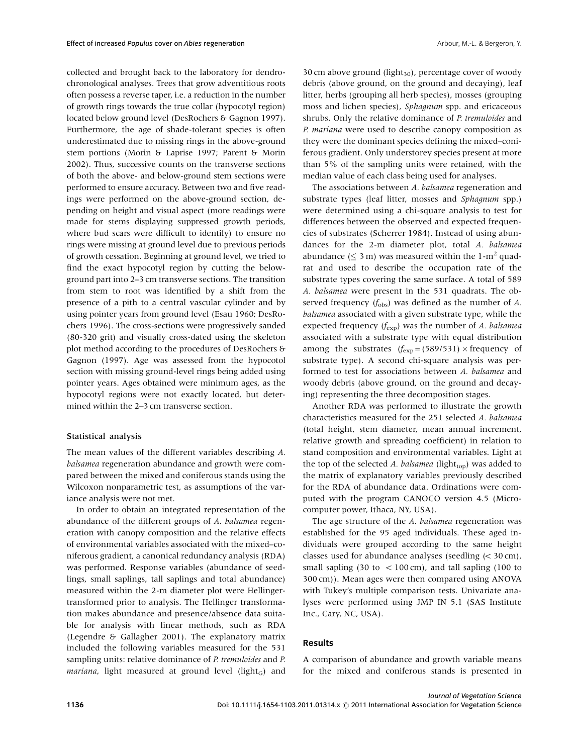collected and brought back to the laboratory for dendrochronological analyses. Trees that grow adventitious roots often possess a reverse taper, i.e. a reduction in the number of growth rings towards the true collar (hypocotyl region) located below ground level (DesRochers & Gagnon 1997). Furthermore, the age of shade-tolerant species is often underestimated due to missing rings in the above-ground stem portions (Morin & Laprise 1997; Parent & Morin 2002). Thus, successive counts on the transverse sections of both the above- and below-ground stem sections were performed to ensure accuracy. Between two and five readings were performed on the above-ground section, depending on height and visual aspect (more readings were made for stems displaying suppressed growth periods, where bud scars were difficult to identify) to ensure no rings were missing at ground level due to previous periods of growth cessation. Beginning at ground level, we tried to find the exact hypocotyl region by cutting the below-ground part into 2–3 cm transverse sections. The transition from stem to root was identified by a shift from the presence of a pith to a central vascular cylinder and by using pointer years from ground level (Esau 1960; DesRochers 1996). The cross-sections were progressively sanded (80-320 grit) and visually cross-dated using the skeleton plot method according to the procedures of DesRochers & Gagnon (1997). Age was assessed from the hypocotol section with missing ground-level rings being added using pointer years. Ages obtained were minimum ages, as the hypocotyl regions were not exactly located, but determined within the 2–3 cm transverse section.

### Statistical analysis

The mean values of the different variables describing *A. balsamea* regeneration abundance and growth were compared between the mixed and coniferous stands using the Wilcoxon nonparametric test, as assumptions of the variance analysis were not met.

In order to obtain an integrated representation of the abundance of the different groups of *A. balsamea* regeneration with canopy composition and the relative effects of environmental variables associated with the mixed–coniferous gradient, a canonical redundancy analysis (RDA) was performed. Response variables (abundance of seedlings, small saplings, tall saplings and total abundance) measured within the 2-m diameter plot were Hellinger-transformed prior to analysis. The Hellinger transformation makes abundance and presence/absence data suitable for analysis with linear methods, such as RDA (Legendre & Gallagher 2001). The explanatory matrix included the following variables measured for the 531 sampling units: relative dominance of *P. tremuloides* and *P. mariana*, light measured at ground level ($light_G$) and 30 cm above ground ($light_{30}$), percentage cover of woody debris (above ground, on the ground and decaying), leaf litter, herbs (grouping all herb species), mosses (grouping moss and lichen species), *Sphagnum* spp. and ericaceous shrubs. Only the relative dominance of *P. tremuloides* and *P. mariana* were used to describe canopy composition as they were the dominant species defining the mixed–coniferous gradient. Only understorey species present at more than 5% of the sampling units were retained, with the median value of each class being used for analyses.

The associations between *A. balsamea* regeneration and substrate types (leaf litter, mosses and *Sphagnum* spp.) were determined using a chi-square analysis to test for differences between the observed and expected frequencies of substrates (Scherrer 1984). Instead of using abundances for the 2-m diameter plot, total *A. balsamea* abundance ($\leq$ 3 m) was measured within the 1-m$^2$ quadrat and used to describe the occupation rate of the substrate types covering the same surface. A total of 589 *A. balsamea* were present in the 531 quadrats. The observed frequency ($f_{obs}$) was defined as the number of *A. balsamea* associated with a given substrate type, while the expected frequency ($f_{exp}$) was the number of *A. balsamea* associated with a substrate type with equal distribution among the substrates ($f_{exp} = (589/531) \times$ frequency of substrate type). A second chi-square analysis was performed to test for associations between *A. balsamea* and woody debris (above ground, on the ground and decaying) representing the three decomposition stages.

Another RDA was performed to illustrate the growth characteristics measured for the 251 selected *A. balsamea* (total height, stem diameter, mean annual increment, relative growth and spreading coefficient) in relation to stand composition and environmental variables. Light at the top of the selected *A. balsamea* ($light_{top}$) was added to the matrix of explanatory variables previously described for the RDA of abundance data. Ordinations were computed with the program CANOCO version 4.5 (Microcomputer power, Ithaca, NY, USA).

The age structure of the *A. balsamea* regeneration was established for the 95 aged individuals. These aged individuals were grouped according to the same height classes used for abundance analyses (seedling (< 30 cm), small sapling (30 to < 100 cm), and tall sapling (100 to 300 cm)). Mean ages were then compared using ANOVA with Tukey's multiple comparison tests. Univariate analyses were performed using JMP IN 5.1 (SAS Institute Inc., Cary, NC, USA).

## Results

A comparison of abundance and growth variable means for the mixed and coniferous stands is presented in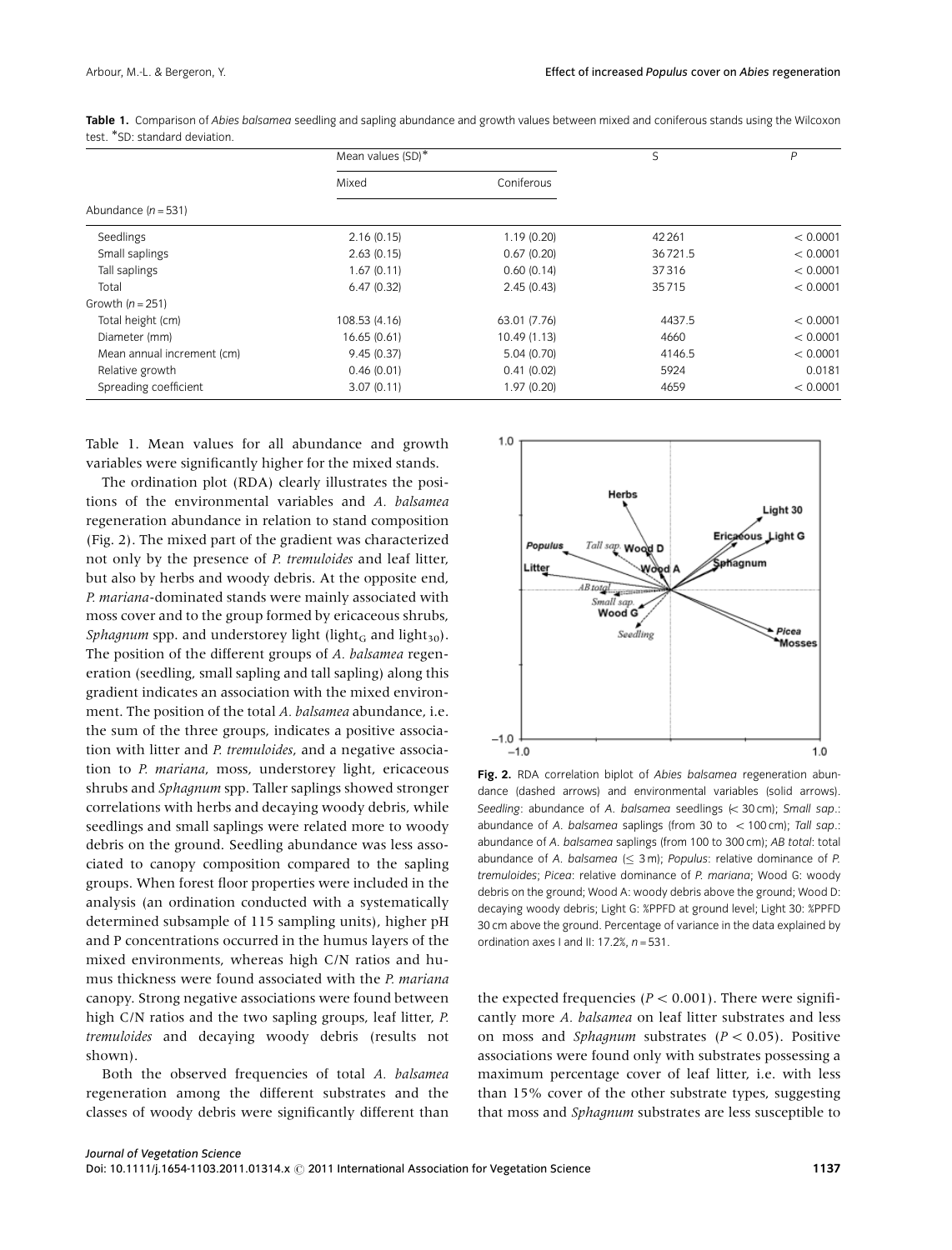**Table 1.** Comparison of *Abies balsamea* seedling and sapling abundance and growth values between mixed and coniferous stands using the Wilcoxon test. *SD: standard deviation.

| | Mean values (SD)* | | S | P |
|---|---|---|---|---|
| | Mixed | Coniferous | | |
| Abundance ($n = 531$) | | | | |
| Seedlings | 2.16 (0.15) | 1.19 (0.20) | 42261 | < 0.0001 |
| Small saplings | 2.63 (0.15) | 0.67 (0.20) | 36721.5 | < 0.0001 |
| Tall saplings | 1.67 (0.11) | 0.60 (0.14) | 37316 | < 0.0001 |
| Total | 6.47 (0.32) | 2.45 (0.43) | 35715 | < 0.0001 |
| Growth ($n = 251$) | | | | |
| Total height (cm) | 108.53 (4.16) | 63.01 (7.76) | 4437.5 | < 0.0001 |
| Diameter (mm) | 16.65 (0.61) | 10.49 (1.13) | 4660 | < 0.0001 |
| Mean annual increment (cm) | 9.45 (0.37) | 5.04 (0.70) | 4146.5 | < 0.0001 |
| Relative growth | 0.46 (0.01) | 0.41 (0.02) | 5924 | 0.0181 |
| Spreading coefficient | 3.07 (0.11) | 1.97 (0.20) | 4659 | < 0.0001 |

Table 1. Mean values for all abundance and growth variables were significantly higher for the mixed stands.

The ordination plot (RDA) clearly illustrates the positions of the environmental variables and *A. balsamea* regeneration abundance in relation to stand composition (Fig. 2). The mixed part of the gradient was characterized not only by the presence of *P. tremuloides* and leaf litter, but also by herbs and woody debris. At the opposite end, *P. mariana*-dominated stands were mainly associated with moss cover and to the group formed by ericaceous shrubs, *Sphagnum* spp. and understorey light ($\text{light}_G$ and $\text{light}_{30}$). The position of the different groups of *A. balsamea* regeneration (seedling, small sapling and tall sapling) along this gradient indicates an association with the mixed environment. The position of the total *A. balsamea* abundance, i.e. the sum of the three groups, indicates a positive association with litter and *P. tremuloides*, and a negative association to *P. mariana*, moss, understorey light, ericaceous shrubs and *Sphagnum* spp. Taller saplings showed stronger correlations with herbs and decaying woody debris, while seedlings and small saplings were related more to woody debris on the ground. Seedling abundance was less associated to canopy composition compared to the sapling groups. When forest floor properties were included in the analysis (an ordination conducted with a systematically determined subsample of 115 sampling units), higher pH and P concentrations occurred in the humus layers of the mixed environments, whereas high C/N ratios and humus thickness were found associated with the *P. mariana* canopy. Strong negative associations were found between high C/N ratios and the two sapling groups, leaf litter, *P. tremuloides* and decaying woody debris (results not shown).

Both the observed frequencies of total *A. balsamea* regeneration among the different substrates and the classes of woody debris were significantly different than the expected frequencies ($P < 0.001$). There were significantly more *A. balsamea* on leaf litter substrates and less on moss and *Sphagnum* substrates ($P < 0.05$). Positive associations were found only with substrates possessing a maximum percentage cover of leaf litter, i.e. with less than 15% cover of the other substrate types, suggesting that moss and *Sphagnum* substrates are less susceptible to

**Fig. 2.** RDA correlation biplot of *Abies balsamea* regeneration abundance (dashed arrows) and environmental variables (solid arrows). *Seedling*: abundance of *A. balsamea* seedlings (< 30 cm); *Small sap.*: abundance of *A. balsamea* saplings (from 30 to < 100 cm); *Tall sap.*: abundance of *A. balsamea* saplings (from 100 to 300 cm); *AB total*: total abundance of *A. balsamea* (≤ 3 m); *Populus*: relative dominance of *P. tremuloides*; *Picea*: relative dominance of *P. mariana*; Wood G: woody debris on the ground; Wood A: woody debris above the ground; Wood D: decaying woody debris; Light G: %PPFD at ground level; Light 30: %PPFD 30 cm above the ground. Percentage of variance in the data explained by ordination axes I and II: 17.2%, $n = 531$.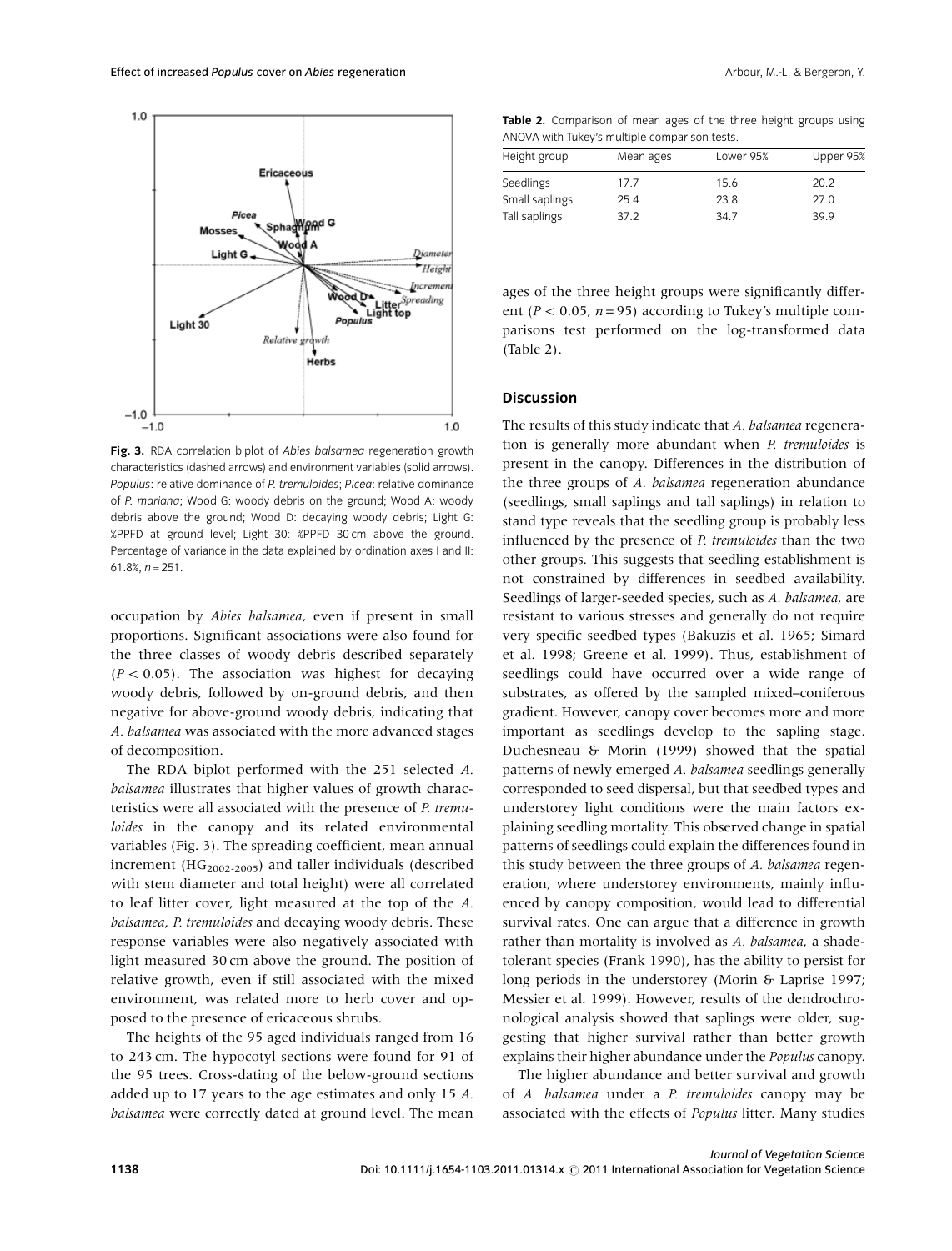Fig. 3. RDA correlation biplot of *Abies balsamea* regeneration growth characteristics (dashed arrows) and environment variables (solid arrows). *Populus*: relative dominance of *P. tremuloides*; *Picea*: relative dominance of *P. mariana*; Wood G: woody debris on the ground; Wood A: woody debris above the ground; Wood D: decaying woody debris; Light G: %PPFD at ground level; Light 30: %PPFD 30 cm above the ground. Percentage of variance in the data explained by ordination axes I and II: 61.8%, $n = 251$.

occupation by *Abies balsamea*, even if present in small proportions. Significant associations were also found for the three classes of woody debris described separately ($P < 0.05$). The association was highest for decaying woody debris, followed by on-ground debris, and then negative for above-ground woody debris, indicating that *A. balsamea* was associated with the more advanced stages of decomposition.

The RDA biplot performed with the 251 selected *A. balsamea* illustrates that higher values of growth characteristics were all associated with the presence of *P. tremuloides* in the canopy and its related environmental variables (Fig. 3). The spreading coefficient, mean annual increment ($HG_{2002\text{-}2005}$) and taller individuals (described with stem diameter and total height) were all correlated to leaf litter cover, light measured at the top of the *A. balsamea*, *P. tremuloides* and decaying woody debris. These response variables were also negatively associated with light measured 30 cm above the ground. The position of relative growth, even if still associated with the mixed environment, was related more to herb cover and opposed to the presence of ericaceous shrubs.

The heights of the 95 aged individuals ranged from 16 to 243 cm. The hypocotyl sections were found for 91 of the 95 trees. Cross-dating of the below-ground sections added up to 17 years to the age estimates and only 15 *A. balsamea* were correctly dated at ground level. The mean ages of the three height groups were significantly different ($P < 0.05$, $n = 95$) according to Tukey's multiple comparisons test performed on the log-transformed data (Table 2).

**Table 2.** Comparison of mean ages of the three height groups using ANOVA with Tukey's multiple comparison tests.

| Height group | Mean ages | Lower 95% | Upper 95% |
|---|---|---|---|
| Seedlings | 17.7 | 15.6 | 20.2 |
| Small saplings | 25.4 | 23.8 | 27.0 |
| Tall saplings | 37.2 | 34.7 | 39.9 |

## Discussion

The results of this study indicate that *A. balsamea* regeneration is generally more abundant when *P. tremuloides* is present in the canopy. Differences in the distribution of the three groups of *A. balsamea* regeneration abundance (seedlings, small saplings and tall saplings) in relation to stand type reveals that the seedling group is probably less influenced by the presence of *P. tremuloides* than the two other groups. This suggests that seedling establishment is not constrained by differences in seedbed availability. Seedlings of larger-seeded species, such as *A. balsamea*, are resistant to various stresses and generally do not require very specific seedbed types (Bakuzis et al. 1965; Simard et al. 1998; Greene et al. 1999). Thus, establishment of seedlings could have occurred over a wide range of substrates, as offered by the sampled mixed–coniferous gradient. However, canopy cover becomes more and more important as seedlings develop to the sapling stage. Duchesneau & Morin (1999) showed that the spatial patterns of newly emerged *A. balsamea* seedlings generally corresponded to seed dispersal, but that seedbed types and understorey light conditions were the main factors explaining seedling mortality. This observed change in spatial patterns of seedlings could explain the differences found in this study between the three groups of *A. balsamea* regeneration, where understorey environments, mainly influenced by canopy composition, would lead to differential survival rates. One can argue that a difference in growth rather than mortality is involved as *A. balsamea*, a shade-tolerant species (Frank 1990), has the ability to persist for long periods in the understorey (Morin & Laprise 1997; Messier et al. 1999). However, results of the dendrochronological analysis showed that saplings were older, suggesting that higher survival rather than better growth explains their higher abundance under the *Populus* canopy.

The higher abundance and better survival and growth of *A. balsamea* under a *P. tremuloides* canopy may be associated with the effects of *Populus* litter. Many studies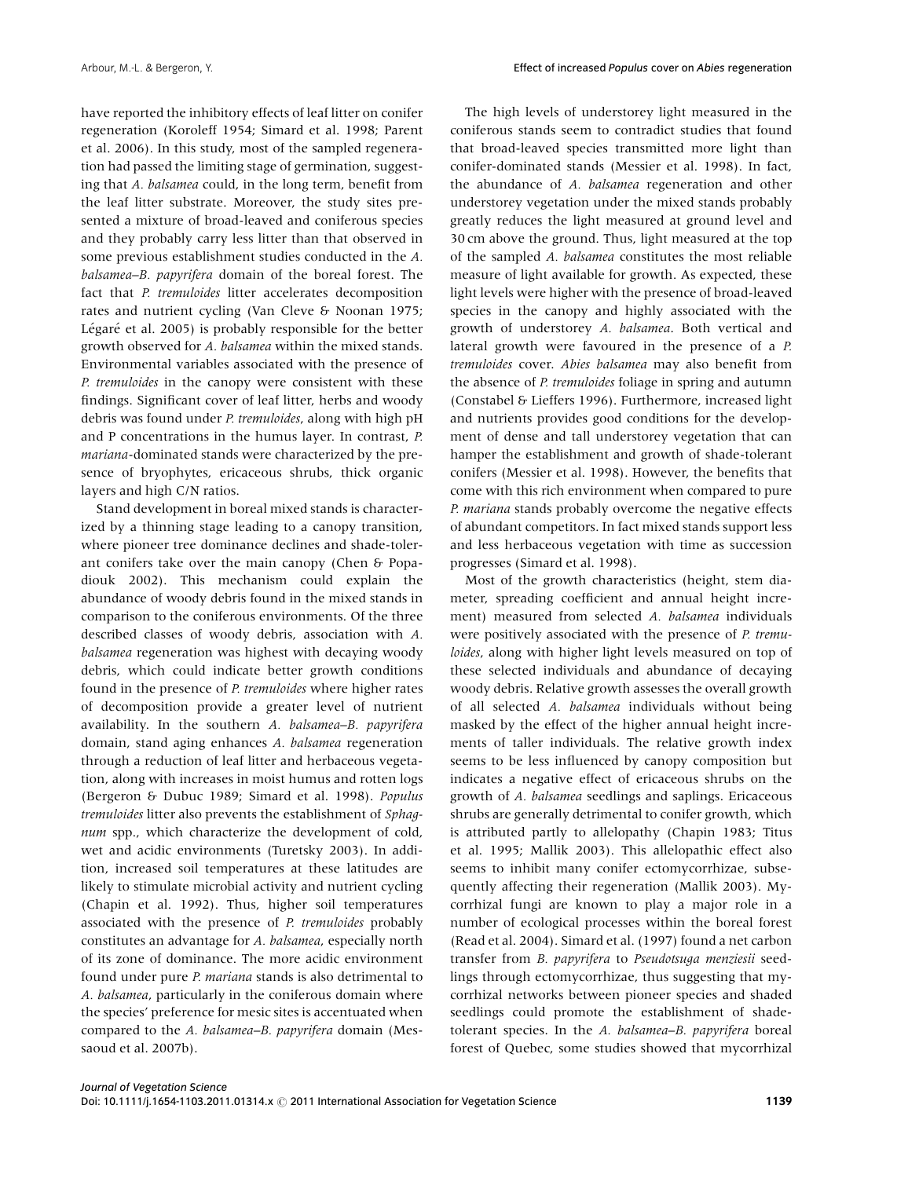have reported the inhibitory effects of leaf litter on conifer regeneration (Koroleff 1954; Simard et al. 1998; Parent et al. 2006). In this study, most of the sampled regeneration had passed the limiting stage of germination, suggesting that *A. balsamea* could, in the long term, benefit from the leaf litter substrate. Moreover, the study sites presented a mixture of broad-leaved and coniferous species and they probably carry less litter than that observed in some previous establishment studies conducted in the *A. balsamea–B. papyrifera* domain of the boreal forest. The fact that *P. tremuloides* litter accelerates decomposition rates and nutrient cycling (Van Cleve & Noonan 1975; Légaré et al. 2005) is probably responsible for the better growth observed for *A. balsamea* within the mixed stands. Environmental variables associated with the presence of *P. tremuloides* in the canopy were consistent with these findings. Significant cover of leaf litter, herbs and woody debris was found under *P. tremuloides*, along with high pH and P concentrations in the humus layer. In contrast, *P. mariana*-dominated stands were characterized by the presence of bryophytes, ericaceous shrubs, thick organic layers and high C/N ratios.

Stand development in boreal mixed stands is characterized by a thinning stage leading to a canopy transition, where pioneer tree dominance declines and shade-tolerant conifers take over the main canopy (Chen & Popadiouk 2002). This mechanism could explain the abundance of woody debris found in the mixed stands in comparison to the coniferous environments. Of the three described classes of woody debris, association with *A. balsamea* regeneration was highest with decaying woody debris, which could indicate better growth conditions found in the presence of *P. tremuloides* where higher rates of decomposition provide a greater level of nutrient availability. In the southern *A. balsamea–B. papyrifera* domain, stand aging enhances *A. balsamea* regeneration through a reduction of leaf litter and herbaceous vegetation, along with increases in moist humus and rotten logs (Bergeron & Dubuc 1989; Simard et al. 1998). *Populus tremuloides* litter also prevents the establishment of *Sphagnum* spp., which characterize the development of cold, wet and acidic environments (Turetsky 2003). In addition, increased soil temperatures at these latitudes are likely to stimulate microbial activity and nutrient cycling (Chapin et al. 1992). Thus, higher soil temperatures associated with the presence of *P. tremuloides* probably constitutes an advantage for *A. balsamea*, especially north of its zone of dominance. The more acidic environment found under pure *P. mariana* stands is also detrimental to *A. balsamea*, particularly in the coniferous domain where the species' preference for mesic sites is accentuated when compared to the *A. balsamea–B. papyrifera* domain (Messaoud et al. 2007b).

The high levels of understorey light measured in the coniferous stands seem to contradict studies that found that broad-leaved species transmitted more light than conifer-dominated stands (Messier et al. 1998). In fact, the abundance of *A. balsamea* regeneration and other understorey vegetation under the mixed stands probably greatly reduces the light measured at ground level and 30 cm above the ground. Thus, light measured at the top of the sampled *A. balsamea* constitutes the most reliable measure of light available for growth. As expected, these light levels were higher with the presence of broad-leaved species in the canopy and highly associated with the growth of understorey *A. balsamea*. Both vertical and lateral growth were favoured in the presence of a *P. tremuloides* cover. *Abies balsamea* may also benefit from the absence of *P. tremuloides* foliage in spring and autumn (Constabel & Lieffers 1996). Furthermore, increased light and nutrients provides good conditions for the development of dense and tall understorey vegetation that can hamper the establishment and growth of shade-tolerant conifers (Messier et al. 1998). However, the benefits that come with this rich environment when compared to pure *P. mariana* stands probably overcome the negative effects of abundant competitors. In fact mixed stands support less and less herbaceous vegetation with time as succession progresses (Simard et al. 1998).

Most of the growth characteristics (height, stem diameter, spreading coefficient and annual height increment) measured from selected *A. balsamea* individuals were positively associated with the presence of *P. tremuloides*, along with higher light levels measured on top of these selected individuals and abundance of decaying woody debris. Relative growth assesses the overall growth of all selected *A. balsamea* individuals without being masked by the effect of the higher annual height increments of taller individuals. The relative growth index seems to be less influenced by canopy composition but indicates a negative effect of ericaceous shrubs on the growth of *A. balsamea* seedlings and saplings. Ericaceous shrubs are generally detrimental to conifer growth, which is attributed partly to allelopathy (Chapin 1983; Titus et al. 1995; Mallik 2003). This allelopathic effect also seems to inhibit many conifer ectomycorrhizae, subsequently affecting their regeneration (Mallik 2003). Mycorrhizal fungi are known to play a major role in a number of ecological processes within the boreal forest (Read et al. 2004). Simard et al. (1997) found a net carbon transfer from *B. papyrifera* to *Pseudotsuga menziesii* seedlings through ectomycorrhizae, thus suggesting that mycorrhizal networks between pioneer species and shaded seedlings could promote the establishment of shade-tolerant species. In the *A. balsamea–B. papyrifera* boreal forest of Quebec, some studies showed that mycorrhizal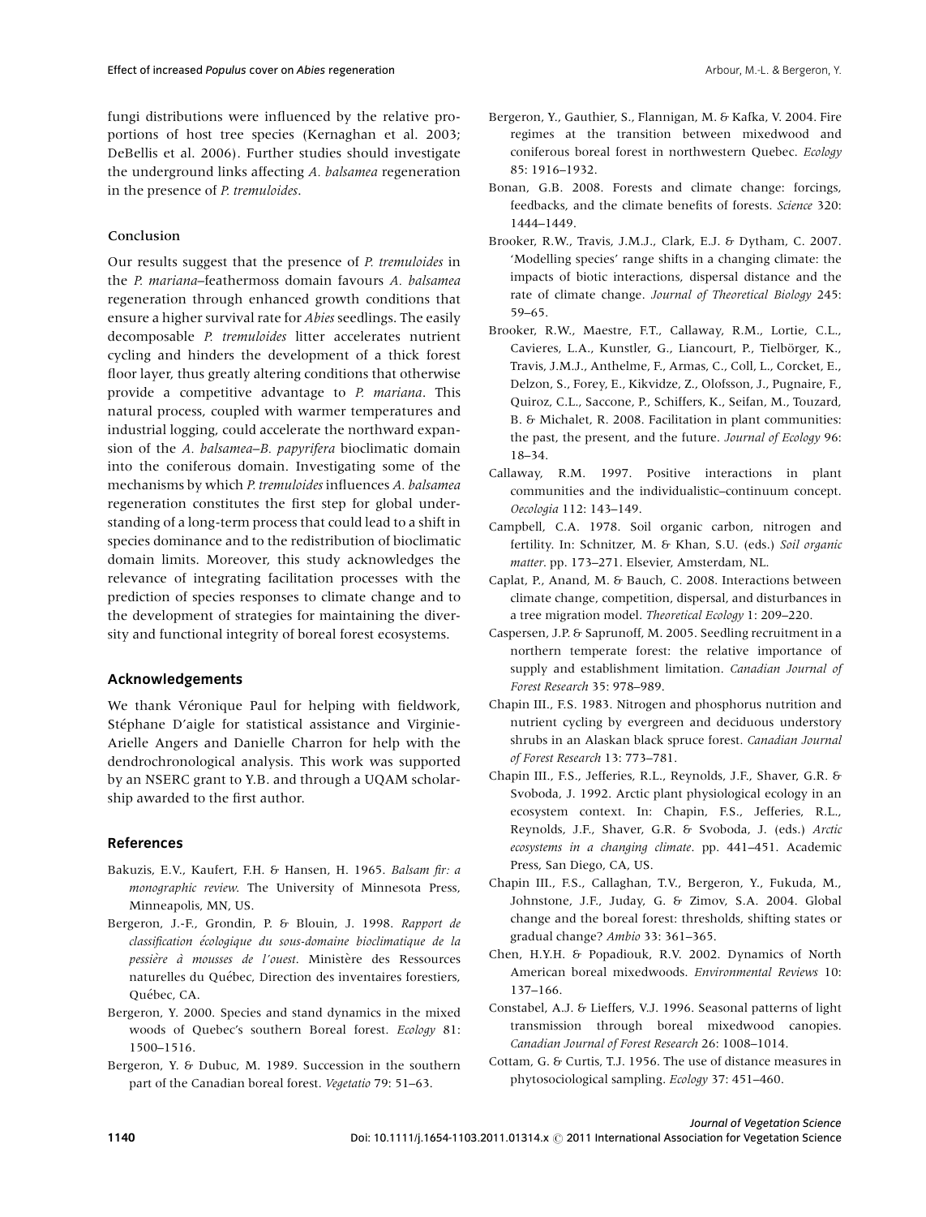fungi distributions were influenced by the relative proportions of host tree species (Kernaghan et al. 2003; DeBellis et al. 2006). Further studies should investigate the underground links affecting *A. balsamea* regeneration in the presence of *P. tremuloides*.

### Conclusion

Our results suggest that the presence of *P. tremuloides* in the *P. mariana*–feathermoss domain favours *A. balsamea* regeneration through enhanced growth conditions that ensure a higher survival rate for *Abies* seedlings. The easily decomposable *P. tremuloides* litter accelerates nutrient cycling and hinders the development of a thick forest floor layer, thus greatly altering conditions that otherwise provide a competitive advantage to *P. mariana*. This natural process, coupled with warmer temperatures and industrial logging, could accelerate the northward expansion of the *A. balsamea*–*B. papyrifera* bioclimatic domain into the coniferous domain. Investigating some of the mechanisms by which *P. tremuloides* influences *A. balsamea* regeneration constitutes the first step for global understanding of a long-term process that could lead to a shift in species dominance and to the redistribution of bioclimatic domain limits. Moreover, this study acknowledges the relevance of integrating facilitation processes with the prediction of species responses to climate change and to the development of strategies for maintaining the diversity and functional integrity of boreal forest ecosystems.

## Acknowledgements

We thank Véronique Paul for helping with fieldwork, Stéphane D'aigle for statistical assistance and Virginie-Arielle Angers and Danielle Charron for help with the dendrochronological analysis. This work was supported by an NSERC grant to Y.B. and through a UQAM scholarship awarded to the first author.

## References

Bakuzis, E.V., Kaufert, F.H. & Hansen, H. 1965. *Balsam fir: a monographic review*. The University of Minnesota Press, Minneapolis, MN, US.

Bergeron, J.-F., Grondin, P. & Blouin, J. 1998. *Rapport de classification écologique du sous-domaine bioclimatique de la pessière à mousses de l'ouest*. Ministère des Ressources naturelles du Québec, Direction des inventaires forestiers, Québec, CA.

Bergeron, Y. 2000. Species and stand dynamics in the mixed woods of Quebec's southern Boreal forest. *Ecology* 81: 1500–1516.

Bergeron, Y. & Dubuc, M. 1989. Succession in the southern part of the Canadian boreal forest. *Vegetatio* 79: 51–63.

Bergeron, Y., Gauthier, S., Flannigan, M. & Kafka, V. 2004. Fire regimes at the transition between mixedwood and coniferous boreal forest in northwestern Quebec. *Ecology* 85: 1916–1932.

Bonan, G.B. 2008. Forests and climate change: forcings, feedbacks, and the climate benefits of forests. *Science* 320: 1444–1449.

Brooker, R.W., Travis, J.M.J., Clark, E.J. & Dytham, C. 2007. 'Modelling species' range shifts in a changing climate: the impacts of biotic interactions, dispersal distance and the rate of climate change. *Journal of Theoretical Biology* 245: 59–65.

Brooker, R.W., Maestre, F.T., Callaway, R.M., Lortie, C.L., Cavieres, L.A., Kunstler, G., Liancourt, P., Tielbörger, K., Travis, J.M.J., Anthelme, F., Armas, C., Coll, L., Corcket, E., Delzon, S., Forey, E., Kikvidze, Z., Olofsson, J., Pugnaire, F., Quiroz, C.L., Saccone, P., Schiffers, K., Seifan, M., Touzard, B. & Michalet, R. 2008. Facilitation in plant communities: the past, the present, and the future. *Journal of Ecology* 96: 18–34.

Callaway, R.M. 1997. Positive interactions in plant communities and the individualistic–continuum concept. *Oecologia* 112: 143–149.

Campbell, C.A. 1978. Soil organic carbon, nitrogen and fertility. In: Schnitzer, M. & Khan, S.U. (eds.) *Soil organic matter*. pp. 173–271. Elsevier, Amsterdam, NL.

Caplat, P., Anand, M. & Bauch, C. 2008. Interactions between climate change, competition, dispersal, and disturbances in a tree migration model. *Theoretical Ecology* 1: 209–220.

Caspersen, J.P. & Saprunoff, M. 2005. Seedling recruitment in a northern temperate forest: the relative importance of supply and establishment limitation. *Canadian Journal of Forest Research* 35: 978–989.

Chapin III., F.S. 1983. Nitrogen and phosphorus nutrition and nutrient cycling by evergreen and deciduous understory shrubs in an Alaskan black spruce forest. *Canadian Journal of Forest Research* 13: 773–781.

Chapin III., F.S., Jefferies, R.L., Reynolds, J.F., Shaver, G.R. & Svoboda, J. 1992. Arctic plant physiological ecology in an ecosystem context. In: Chapin, F.S., Jefferies, R.L., Reynolds, J.F., Shaver, G.R. & Svoboda, J. (eds.) *Arctic ecosystems in a changing climate*. pp. 441–451. Academic Press, San Diego, CA, US.

Chapin III., F.S., Callaghan, T.V., Bergeron, Y., Fukuda, M., Johnstone, J.F., Juday, G. & Zimov, S.A. 2004. Global change and the boreal forest: thresholds, shifting states or gradual change? *Ambio* 33: 361–365.

Chen, H.Y.H. & Popadiouk, R.V. 2002. Dynamics of North American boreal mixedwoods. *Environmental Reviews* 10: 137–166.

Constabel, A.J. & Lieffers, V.J. 1996. Seasonal patterns of light transmission through boreal mixedwood canopies. *Canadian Journal of Forest Research* 26: 1008–1014.

Cottam, G. & Curtis, T.J. 1956. The use of distance measures in phytosociological sampling. *Ecology* 37: 451–460.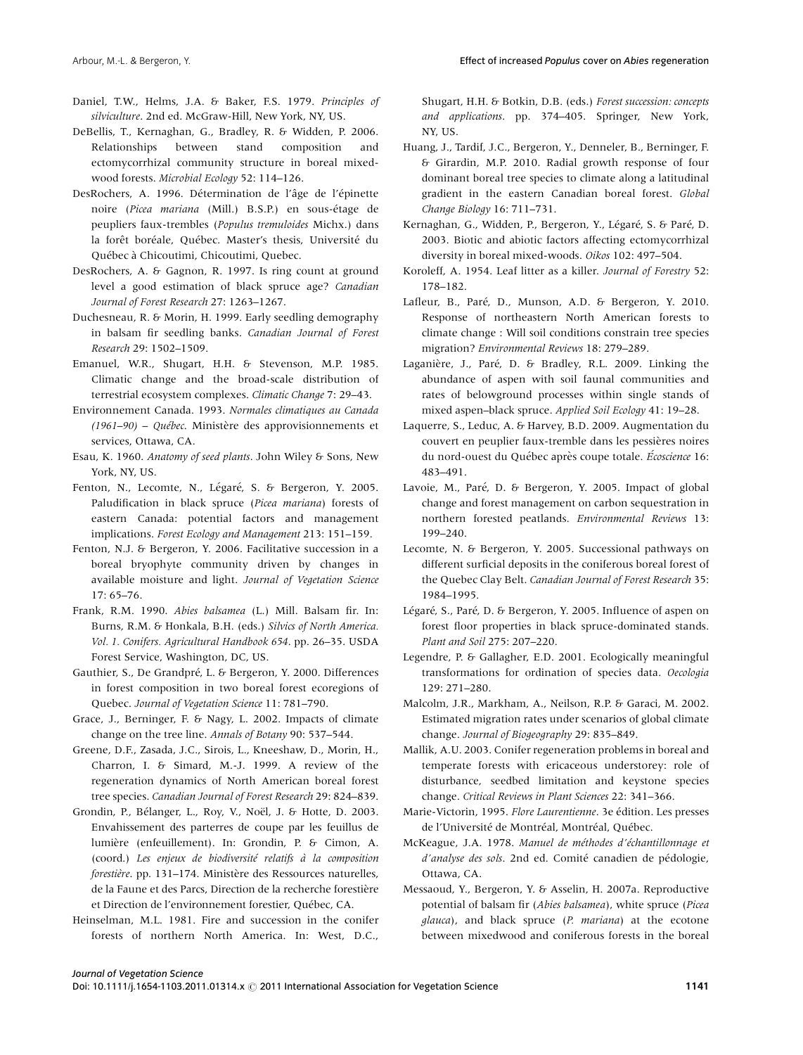Daniel, T.W., Helms, J.A. & Baker, F.S. 1979. *Principles of silviculture*. 2nd ed. McGraw-Hill, New York, NY, US.

DeBellis, T., Kernaghan, G., Bradley, R. & Widden, P. 2006. Relationships between stand composition and ectomycorrhizal community structure in boreal mixed-wood forests. *Microbial Ecology* 52: 114–126.

DesRochers, A. 1996. Détermination de l'âge de l'épinette noire (*Picea mariana* (Mill.) B.S.P.) en sous-étage de peupliers faux-trembles (*Populus tremuloides* Michx.) dans la forêt boréale, Québec. Master's thesis, Université du Québec à Chicoutimi, Chicoutimi, Quebec.

DesRochers, A. & Gagnon, R. 1997. Is ring count at ground level a good estimation of black spruce age? *Canadian Journal of Forest Research* 27: 1263–1267.

Duchesneau, R. & Morin, H. 1999. Early seedling demography in balsam fir seedling banks. *Canadian Journal of Forest Research* 29: 1502–1509.

Emanuel, W.R., Shugart, H.H. & Stevenson, M.P. 1985. Climatic change and the broad-scale distribution of terrestrial ecosystem complexes. *Climatic Change* 7: 29–43.

Environnement Canada. 1993. *Normales climatiques au Canada (1961–90) – Québec*. Ministère des approvisionnements et services, Ottawa, CA.

Esau, K. 1960. *Anatomy of seed plants*. John Wiley & Sons, New York, NY, US.

Fenton, N., Lecomte, N., Légaré, S. & Bergeron, Y. 2005. Paludification in black spruce (*Picea mariana*) forests of eastern Canada: potential factors and management implications. *Forest Ecology and Management* 213: 151–159.

Fenton, N.J. & Bergeron, Y. 2006. Facilitative succession in a boreal bryophyte community driven by changes in available moisture and light. *Journal of Vegetation Science* 17: 65–76.

Frank, R.M. 1990. *Abies balsamea* (L.) Mill. Balsam fir. In: Burns, R.M. & Honkala, B.H. (eds.) *Silvics of North America. Vol. 1. Conifers. Agricultural Handbook 654*. pp. 26–35. USDA Forest Service, Washington, DC, US.

Gauthier, S., De Grandpré, L. & Bergeron, Y. 2000. Differences in forest composition in two boreal forest ecoregions of Quebec. *Journal of Vegetation Science* 11: 781–790.

Grace, J., Berninger, F. & Nagy, L. 2002. Impacts of climate change on the tree line. *Annals of Botany* 90: 537–544.

Greene, D.F., Zasada, J.C., Sirois, L., Kneeshaw, D., Morin, H., Charron, I. & Simard, M.-J. 1999. A review of the regeneration dynamics of North American boreal forest tree species. *Canadian Journal of Forest Research* 29: 824–839.

Grondin, P., Bélanger, L., Roy, V., Noël, J. & Hotte, D. 2003. Envahissement des parterres de coupe par les feuillus de lumière (enfeuillement). In: Grondin, P. & Cimon, A. (coord.) *Les enjeux de biodiversité relatifs à la composition forestière*. pp. 131–174. Ministère des Ressources naturelles, de la Faune et des Parcs, Direction de la recherche forestière et Direction de l'environnement forestier, Québec, CA.

Heinselman, M.L. 1981. Fire and succession in the conifer forests of northern North America. In: West, D.C., Shugart, H.H. & Botkin, D.B. (eds.) *Forest succession: concepts and applications*. pp. 374–405. Springer, New York, NY, US.

Huang, J., Tardif, J.C., Bergeron, Y., Denneler, B., Berninger, F. & Girardin, M.P. 2010. Radial growth response of four dominant boreal tree species to climate along a latitudinal gradient in the eastern Canadian boreal forest. *Global Change Biology* 16: 711–731.

Kernaghan, G., Widden, P., Bergeron, Y., Légaré, S. & Paré, D. 2003. Biotic and abiotic factors affecting ectomycorrhizal diversity in boreal mixed-woods. *Oikos* 102: 497–504.

Koroleff, A. 1954. Leaf litter as a killer. *Journal of Forestry* 52: 178–182.

Lafleur, B., Paré, D., Munson, A.D. & Bergeron, Y. 2010. Response of northeastern North American forests to climate change : Will soil conditions constrain tree species migration? *Environmental Reviews* 18: 279–289.

Laganière, J., Paré, D. & Bradley, R.L. 2009. Linking the abundance of aspen with soil faunal communities and rates of belowground processes within single stands of mixed aspen–black spruce. *Applied Soil Ecology* 41: 19–28.

Laquerre, S., Leduc, A. & Harvey, B.D. 2009. Augmentation du couvert en peuplier faux-tremble dans les pessières noires du nord-ouest du Québec après coupe totale. *Écoscience* 16: 483–491.

Lavoie, M., Paré, D. & Bergeron, Y. 2005. Impact of global change and forest management on carbon sequestration in northern forested peatlands. *Environmental Reviews* 13: 199–240.

Lecomte, N. & Bergeron, Y. 2005. Successional pathways on different surficial deposits in the coniferous boreal forest of the Quebec Clay Belt. *Canadian Journal of Forest Research* 35: 1984–1995.

Légaré, S., Paré, D. & Bergeron, Y. 2005. Influence of aspen on forest floor properties in black spruce-dominated stands. *Plant and Soil* 275: 207–220.

Legendre, P. & Gallagher, E.D. 2001. Ecologically meaningful transformations for ordination of species data. *Oecologia* 129: 271–280.

Malcolm, J.R., Markham, A., Neilson, R.P. & Garaci, M. 2002. Estimated migration rates under scenarios of global climate change. *Journal of Biogeography* 29: 835–849.

Mallik, A.U. 2003. Conifer regeneration problems in boreal and temperate forests with ericaceous understorey: role of disturbance, seedbed limitation and keystone species change. *Critical Reviews in Plant Sciences* 22: 341–366.

Marie-Victorin, 1995. *Flore Laurentienne*. 3e édition. Les presses de l'Université de Montréal, Montréal, Québec.

McKeague, J.A. 1978. *Manuel de méthodes d'échantillonnage et d'analyse des sols*. 2nd ed. Comité canadien de pédologie, Ottawa, CA.

Messaoud, Y., Bergeron, Y. & Asselin, H. 2007a. Reproductive potential of balsam fir (*Abies balsamea*), white spruce (*Picea glauca*), and black spruce (*P. mariana*) at the ecotone between mixedwood and coniferous forests in the boreal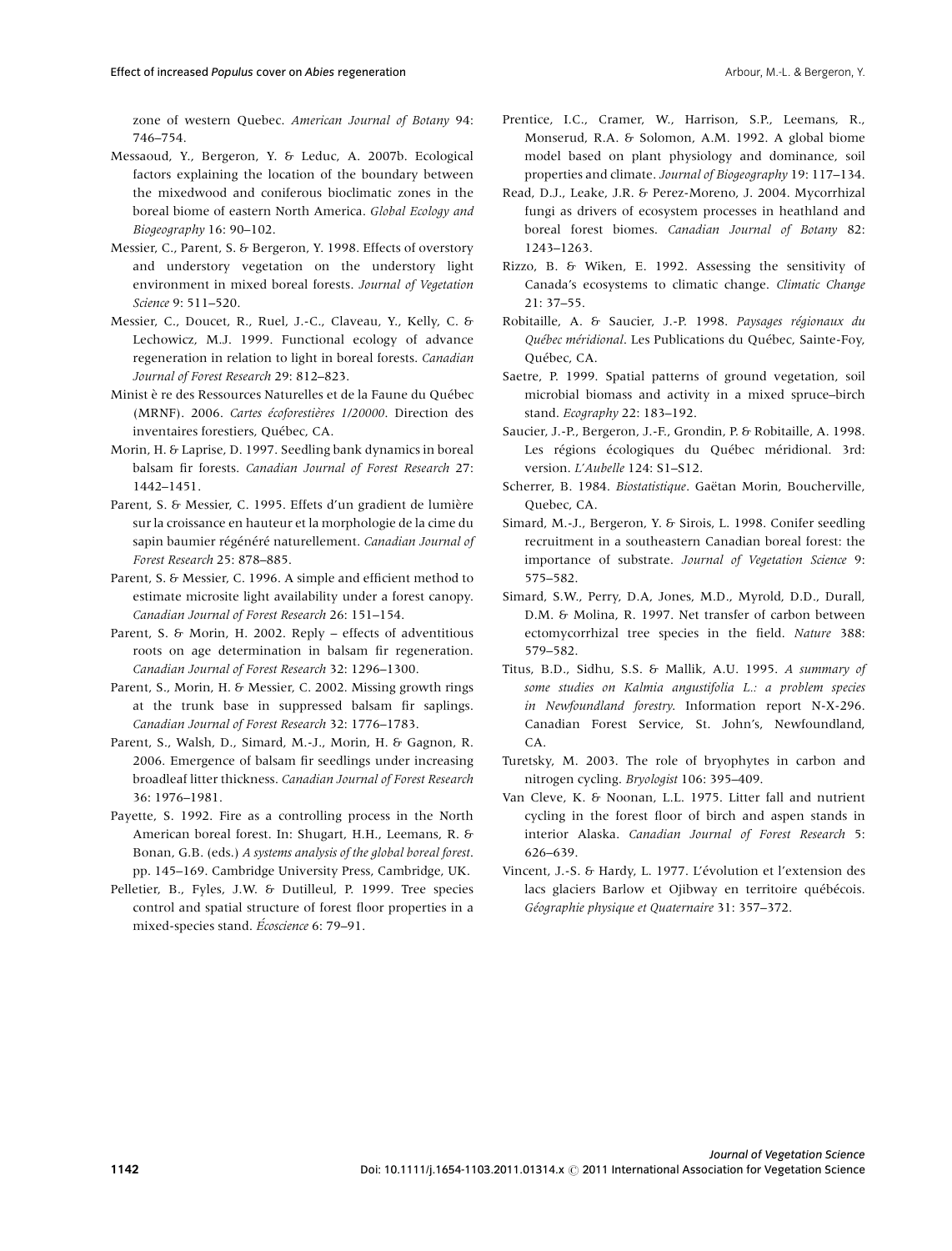zone of western Quebec. *American Journal of Botany* 94: 746–754.

Messaoud, Y., Bergeron, Y. & Leduc, A. 2007b. Ecological factors explaining the location of the boundary between the mixedwood and coniferous bioclimatic zones in the boreal biome of eastern North America. *Global Ecology and Biogeography* 16: 90–102.

Messier, C., Parent, S. & Bergeron, Y. 1998. Effects of overstory and understory vegetation on the understory light environment in mixed boreal forests. *Journal of Vegetation Science* 9: 511–520.

Messier, C., Doucet, R., Ruel, J.-C., Claveau, Y., Kelly, C. & Lechowicz, M.J. 1999. Functional ecology of advance regeneration in relation to light in boreal forests. *Canadian Journal of Forest Research* 29: 812–823.

Minist è re des Ressources Naturelles et de la Faune du Québec (MRNF). 2006. *Cartes écoforestières 1/20000*. Direction des inventaires forestiers, Québec, CA.

Morin, H. & Laprise, D. 1997. Seedling bank dynamics in boreal balsam fir forests. *Canadian Journal of Forest Research* 27: 1442–1451.

Parent, S. & Messier, C. 1995. Effets d'un gradient de lumière sur la croissance en hauteur et la morphologie de la cime du sapin baumier régénéré naturellement. *Canadian Journal of Forest Research* 25: 878–885.

Parent, S. & Messier, C. 1996. A simple and efficient method to estimate microsite light availability under a forest canopy. *Canadian Journal of Forest Research* 26: 151–154.

Parent, S. & Morin, H. 2002. Reply – effects of adventitious roots on age determination in balsam fir regeneration. *Canadian Journal of Forest Research* 32: 1296–1300.

Parent, S., Morin, H. & Messier, C. 2002. Missing growth rings at the trunk base in suppressed balsam fir saplings. *Canadian Journal of Forest Research* 32: 1776–1783.

Parent, S., Walsh, D., Simard, M.-J., Morin, H. & Gagnon, R. 2006. Emergence of balsam fir seedlings under increasing broadleaf litter thickness. *Canadian Journal of Forest Research* 36: 1976–1981.

Payette, S. 1992. Fire as a controlling process in the North American boreal forest. In: Shugart, H.H., Leemans, R. & Bonan, G.B. (eds.) *A systems analysis of the global boreal forest*. pp. 145–169. Cambridge University Press, Cambridge, UK.

Pelletier, B., Fyles, J.W. & Dutilleul, P. 1999. Tree species control and spatial structure of forest floor properties in a mixed-species stand. *Écoscience* 6: 79–91.

Prentice, I.C., Cramer, W., Harrison, S.P., Leemans, R., Monserud, R.A. & Solomon, A.M. 1992. A global biome model based on plant physiology and dominance, soil properties and climate. *Journal of Biogeography* 19: 117–134.

Read, D.J., Leake, J.R. & Perez-Moreno, J. 2004. Mycorrhizal fungi as drivers of ecosystem processes in heathland and boreal forest biomes. *Canadian Journal of Botany* 82: 1243–1263.

Rizzo, B. & Wiken, E. 1992. Assessing the sensitivity of Canada's ecosystems to climatic change. *Climatic Change* 21: 37–55.

Robitaille, A. & Saucier, J.-P. 1998. *Paysages régionaux du Québec méridional*. Les Publications du Québec, Sainte-Foy, Québec, CA.

Saetre, P. 1999. Spatial patterns of ground vegetation, soil microbial biomass and activity in a mixed spruce–birch stand. *Ecography* 22: 183–192.

Saucier, J.-P., Bergeron, J.-F., Grondin, P. & Robitaille, A. 1998. Les régions écologiques du Québec méridional. 3rd: version. *L'Aubelle* 124: S1–S12.

Scherrer, B. 1984. *Biostatistique*. Gaëtan Morin, Boucherville, Quebec, CA.

Simard, M.-J., Bergeron, Y. & Sirois, L. 1998. Conifer seedling recruitment in a southeastern Canadian boreal forest: the importance of substrate. *Journal of Vegetation Science* 9: 575–582.

Simard, S.W., Perry, D.A, Jones, M.D., Myrold, D.D., Durall, D.M. & Molina, R. 1997. Net transfer of carbon between ectomycorrhizal tree species in the field. *Nature* 388: 579–582.

Titus, B.D., Sidhu, S.S. & Mallik, A.U. 1995. *A summary of some studies on Kalmia angustifolia L.: a problem species in Newfoundland forestry*. Information report N-X-296. Canadian Forest Service, St. John's, Newfoundland, CA.

Turetsky, M. 2003. The role of bryophytes in carbon and nitrogen cycling. *Bryologist* 106: 395–409.

Van Cleve, K. & Noonan, L.L. 1975. Litter fall and nutrient cycling in the forest floor of birch and aspen stands in interior Alaska. *Canadian Journal of Forest Research* 5: 626–639.

Vincent, J.-S. & Hardy, L. 1977. L'évolution et l'extension des lacs glaciers Barlow et Ojibway en territoire québécois. *Géographie physique et Quaternaire* 31: 357–372.